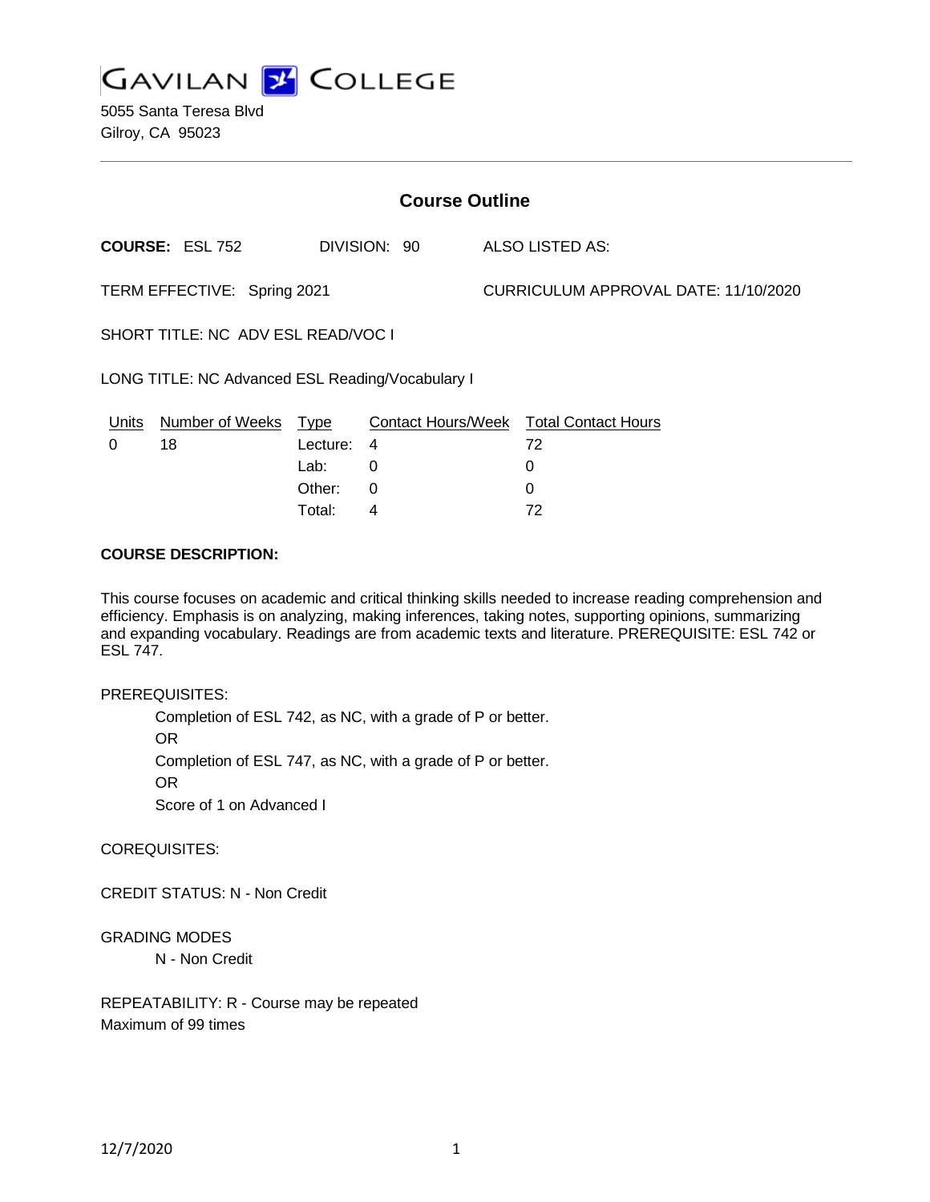GAVILAN COLLEGE

5055 Santa Teresa Blvd
Gilroy, CA 95023

## Course Outline

**COURSE:** ESL 752 DIVISION: 90 ALSO LISTED AS:

TERM EFFECTIVE: Spring 2021 CURRICULUM APPROVAL DATE: 11/10/2020

SHORT TITLE: NC ADV ESL READ/VOC I

LONG TITLE: NC Advanced ESL Reading/Vocabulary I

| Units | Number of Weeks | Type | Contact Hours/Week | Total Contact Hours |
|---|---|---|---|---|
| 0 | 18 | Lecture: | 4 | 72 |
| | | Lab: | 0 | 0 |
| | | Other: | 0 | 0 |
| | | Total: | 4 | 72 |

**COURSE DESCRIPTION:**

This course focuses on academic and critical thinking skills needed to increase reading comprehension and efficiency. Emphasis is on analyzing, making inferences, taking notes, supporting opinions, summarizing and expanding vocabulary. Readings are from academic texts and literature. PREREQUISITE: ESL 742 or ESL 747.

PREREQUISITES:

Completion of ESL 742, as NC, with a grade of P or better.
OR
Completion of ESL 747, as NC, with a grade of P or better.
OR
Score of 1 on Advanced I

COREQUISITES:

CREDIT STATUS: N - Non Credit

GRADING MODES

N - Non Credit

REPEATABILITY: R - Course may be repeated
Maximum of 99 times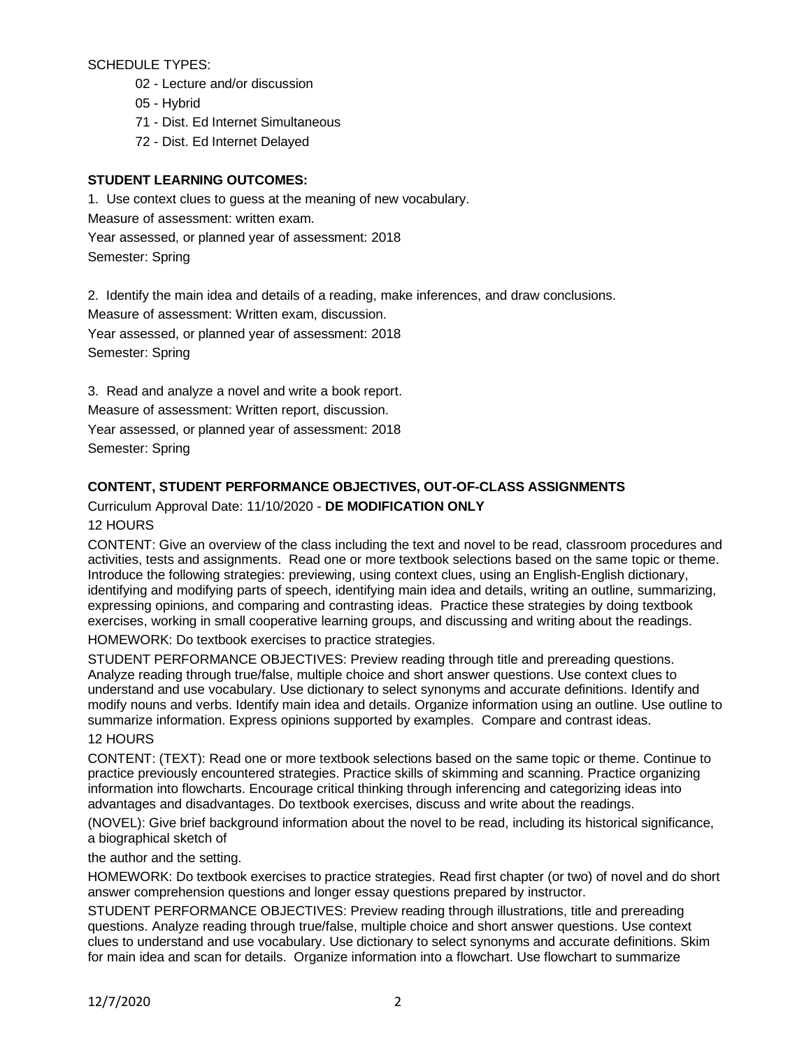SCHEDULE TYPES:

- 02 - Lecture and/or discussion
- 05 - Hybrid
- 71 - Dist. Ed Internet Simultaneous
- 72 - Dist. Ed Internet Delayed

**STUDENT LEARNING OUTCOMES:**

1. Use context clues to guess at the meaning of new vocabulary.
Measure of assessment: written exam.
Year assessed, or planned year of assessment: 2018
Semester: Spring

2. Identify the main idea and details of a reading, make inferences, and draw conclusions.
Measure of assessment: Written exam, discussion.
Year assessed, or planned year of assessment: 2018
Semester: Spring

3. Read and analyze a novel and write a book report.
Measure of assessment: Written report, discussion.
Year assessed, or planned year of assessment: 2018
Semester: Spring

**CONTENT, STUDENT PERFORMANCE OBJECTIVES, OUT-OF-CLASS ASSIGNMENTS**

Curriculum Approval Date: 11/10/2020 - **DE MODIFICATION ONLY**

12 HOURS

CONTENT: Give an overview of the class including the text and novel to be read, classroom procedures and activities, tests and assignments. Read one or more textbook selections based on the same topic or theme. Introduce the following strategies: previewing, using context clues, using an English-English dictionary, identifying and modifying parts of speech, identifying main idea and details, writing an outline, summarizing, expressing opinions, and comparing and contrasting ideas. Practice these strategies by doing textbook exercises, working in small cooperative learning groups, and discussing and writing about the readings.

HOMEWORK: Do textbook exercises to practice strategies.

STUDENT PERFORMANCE OBJECTIVES: Preview reading through title and prereading questions. Analyze reading through true/false, multiple choice and short answer questions. Use context clues to understand and use vocabulary. Use dictionary to select synonyms and accurate definitions. Identify and modify nouns and verbs. Identify main idea and details. Organize information using an outline. Use outline to summarize information. Express opinions supported by examples. Compare and contrast ideas.

12 HOURS

CONTENT: (TEXT): Read one or more textbook selections based on the same topic or theme. Continue to practice previously encountered strategies. Practice skills of skimming and scanning. Practice organizing information into flowcharts. Encourage critical thinking through inferencing and categorizing ideas into advantages and disadvantages. Do textbook exercises, discuss and write about the readings.

(NOVEL): Give brief background information about the novel to be read, including its historical significance, a biographical sketch of

the author and the setting.

HOMEWORK: Do textbook exercises to practice strategies. Read first chapter (or two) of novel and do short answer comprehension questions and longer essay questions prepared by instructor.

STUDENT PERFORMANCE OBJECTIVES: Preview reading through illustrations, title and prereading questions. Analyze reading through true/false, multiple choice and short answer questions. Use context clues to understand and use vocabulary. Use dictionary to select synonyms and accurate definitions. Skim for main idea and scan for details. Organize information into a flowchart. Use flowchart to summarize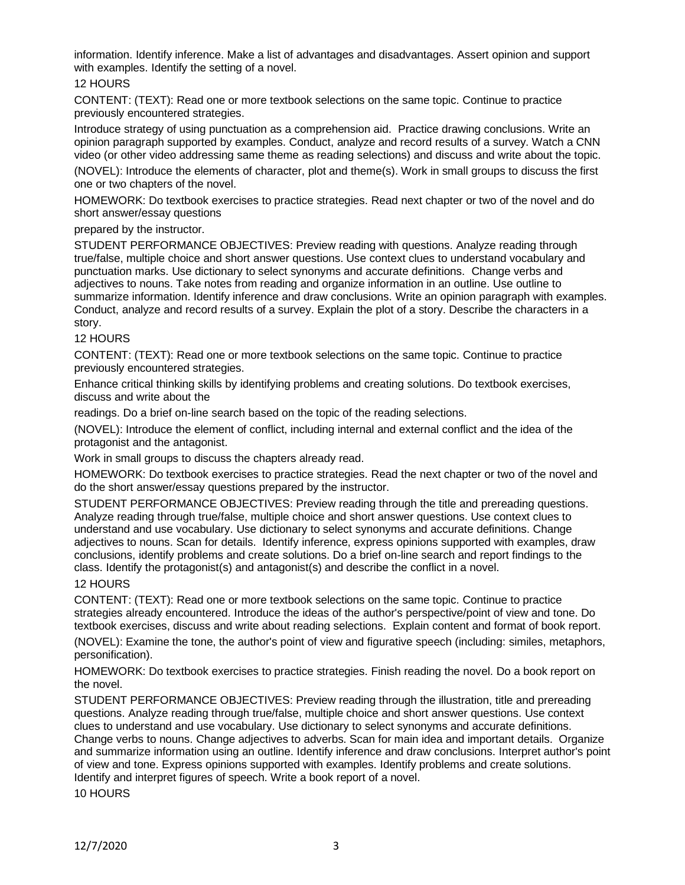information. Identify inference. Make a list of advantages and disadvantages. Assert opinion and support with examples. Identify the setting of a novel.

12 HOURS

CONTENT: (TEXT): Read one or more textbook selections on the same topic. Continue to practice previously encountered strategies.

Introduce strategy of using punctuation as a comprehension aid. Practice drawing conclusions. Write an opinion paragraph supported by examples. Conduct, analyze and record results of a survey. Watch a CNN video (or other video addressing same theme as reading selections) and discuss and write about the topic.

(NOVEL): Introduce the elements of character, plot and theme(s). Work in small groups to discuss the first one or two chapters of the novel.

HOMEWORK: Do textbook exercises to practice strategies. Read next chapter or two of the novel and do short answer/essay questions

prepared by the instructor.

STUDENT PERFORMANCE OBJECTIVES: Preview reading with questions. Analyze reading through true/false, multiple choice and short answer questions. Use context clues to understand vocabulary and punctuation marks. Use dictionary to select synonyms and accurate definitions. Change verbs and adjectives to nouns. Take notes from reading and organize information in an outline. Use outline to summarize information. Identify inference and draw conclusions. Write an opinion paragraph with examples. Conduct, analyze and record results of a survey. Explain the plot of a story. Describe the characters in a story.

12 HOURS

CONTENT: (TEXT): Read one or more textbook selections on the same topic. Continue to practice previously encountered strategies.

Enhance critical thinking skills by identifying problems and creating solutions. Do textbook exercises, discuss and write about the

readings. Do a brief on-line search based on the topic of the reading selections.

(NOVEL): Introduce the element of conflict, including internal and external conflict and the idea of the protagonist and the antagonist.

Work in small groups to discuss the chapters already read.

HOMEWORK: Do textbook exercises to practice strategies. Read the next chapter or two of the novel and do the short answer/essay questions prepared by the instructor.

STUDENT PERFORMANCE OBJECTIVES: Preview reading through the title and prereading questions. Analyze reading through true/false, multiple choice and short answer questions. Use context clues to understand and use vocabulary. Use dictionary to select synonyms and accurate definitions. Change adjectives to nouns. Scan for details. Identify inference, express opinions supported with examples, draw conclusions, identify problems and create solutions. Do a brief on-line search and report findings to the class. Identify the protagonist(s) and antagonist(s) and describe the conflict in a novel.

12 HOURS

CONTENT: (TEXT): Read one or more textbook selections on the same topic. Continue to practice strategies already encountered. Introduce the ideas of the author's perspective/point of view and tone. Do textbook exercises, discuss and write about reading selections. Explain content and format of book report.

(NOVEL): Examine the tone, the author's point of view and figurative speech (including: similes, metaphors, personification).

HOMEWORK: Do textbook exercises to practice strategies. Finish reading the novel. Do a book report on the novel.

STUDENT PERFORMANCE OBJECTIVES: Preview reading through the illustration, title and prereading questions. Analyze reading through true/false, multiple choice and short answer questions. Use context clues to understand and use vocabulary. Use dictionary to select synonyms and accurate definitions. Change verbs to nouns. Change adjectives to adverbs. Scan for main idea and important details. Organize and summarize information using an outline. Identify inference and draw conclusions. Interpret author's point of view and tone. Express opinions supported with examples. Identify problems and create solutions. Identify and interpret figures of speech. Write a book report of a novel.

10 HOURS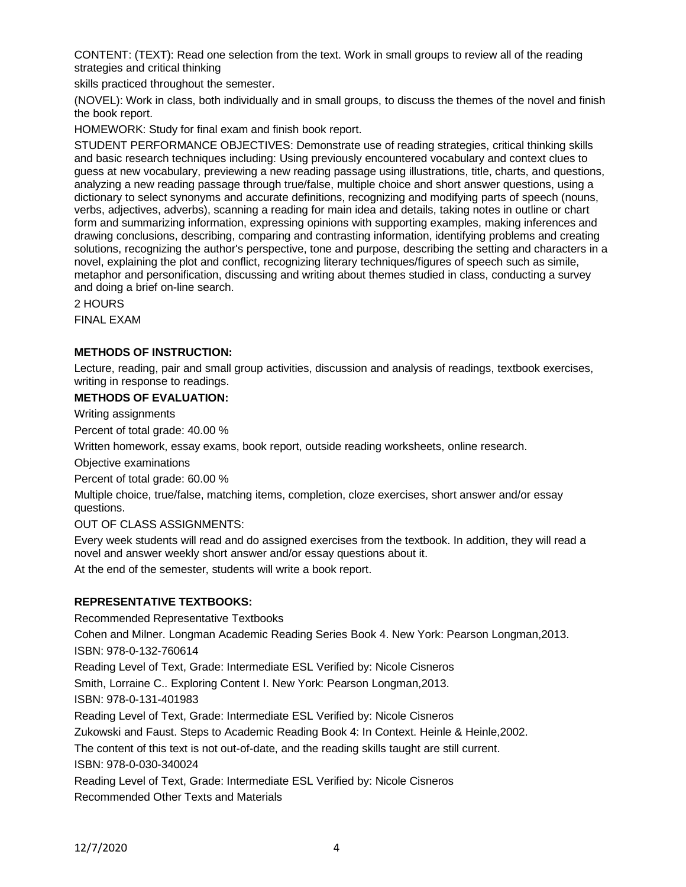CONTENT: (TEXT): Read one selection from the text. Work in small groups to review all of the reading strategies and critical thinking

skills practiced throughout the semester.

(NOVEL): Work in class, both individually and in small groups, to discuss the themes of the novel and finish the book report.

HOMEWORK: Study for final exam and finish book report.

STUDENT PERFORMANCE OBJECTIVES: Demonstrate use of reading strategies, critical thinking skills and basic research techniques including: Using previously encountered vocabulary and context clues to guess at new vocabulary, previewing a new reading passage using illustrations, title, charts, and questions, analyzing a new reading passage through true/false, multiple choice and short answer questions, using a dictionary to select synonyms and accurate definitions, recognizing and modifying parts of speech (nouns, verbs, adjectives, adverbs), scanning a reading for main idea and details, taking notes in outline or chart form and summarizing information, expressing opinions with supporting examples, making inferences and drawing conclusions, describing, comparing and contrasting information, identifying problems and creating solutions, recognizing the author's perspective, tone and purpose, describing the setting and characters in a novel, explaining the plot and conflict, recognizing literary techniques/figures of speech such as simile, metaphor and personification, discussing and writing about themes studied in class, conducting a survey and doing a brief on-line search.

2 HOURS

FINAL EXAM

**METHODS OF INSTRUCTION:**

Lecture, reading, pair and small group activities, discussion and analysis of readings, textbook exercises, writing in response to readings.

**METHODS OF EVALUATION:**

Writing assignments

Percent of total grade: 40.00 %

Written homework, essay exams, book report, outside reading worksheets, online research.

Objective examinations

Percent of total grade: 60.00 %

Multiple choice, true/false, matching items, completion, cloze exercises, short answer and/or essay questions.

OUT OF CLASS ASSIGNMENTS:

Every week students will read and do assigned exercises from the textbook. In addition, they will read a novel and answer weekly short answer and/or essay questions about it.

At the end of the semester, students will write a book report.

**REPRESENTATIVE TEXTBOOKS:**

Recommended Representative Textbooks

Cohen and Milner. Longman Academic Reading Series Book 4. New York: Pearson Longman,2013.

ISBN: 978-0-132-760614

Reading Level of Text, Grade: Intermediate ESL Verified by: Nicole Cisneros

Smith, Lorraine C.. Exploring Content I. New York: Pearson Longman,2013.

ISBN: 978-0-131-401983

Reading Level of Text, Grade: Intermediate ESL Verified by: Nicole Cisneros

Zukowski and Faust. Steps to Academic Reading Book 4: In Context. Heinle & Heinle,2002.

The content of this text is not out-of-date, and the reading skills taught are still current.

ISBN: 978-0-030-340024

Reading Level of Text, Grade: Intermediate ESL Verified by: Nicole Cisneros

Recommended Other Texts and Materials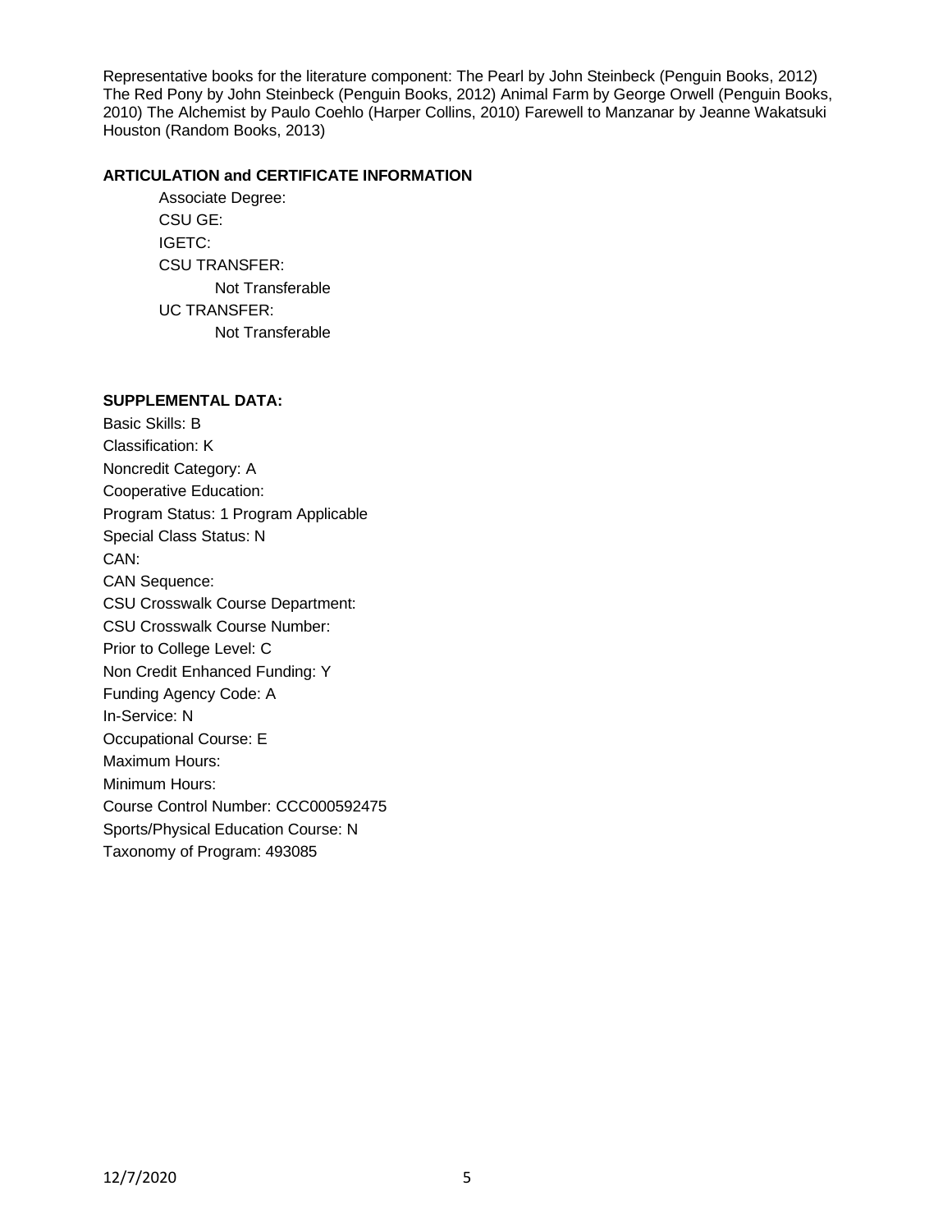Representative books for the literature component: The Pearl by John Steinbeck (Penguin Books, 2012) The Red Pony by John Steinbeck (Penguin Books, 2012) Animal Farm by George Orwell (Penguin Books, 2010) The Alchemist by Paulo Coehlo (Harper Collins, 2010) Farewell to Manzanar by Jeanne Wakatsuki Houston (Random Books, 2013)

**ARTICULATION and CERTIFICATE INFORMATION**

Associate Degree:
CSU GE:
IGETC:
CSU TRANSFER:
    Not Transferable
UC TRANSFER:
    Not Transferable

**SUPPLEMENTAL DATA:**

Basic Skills: B
Classification: K
Noncredit Category: A
Cooperative Education:
Program Status: 1 Program Applicable
Special Class Status: N
CAN:
CAN Sequence:
CSU Crosswalk Course Department:
CSU Crosswalk Course Number:
Prior to College Level: C
Non Credit Enhanced Funding: Y
Funding Agency Code: A
In-Service: N
Occupational Course: E
Maximum Hours:
Minimum Hours:
Course Control Number: CCC000592475
Sports/Physical Education Course: N
Taxonomy of Program: 493085